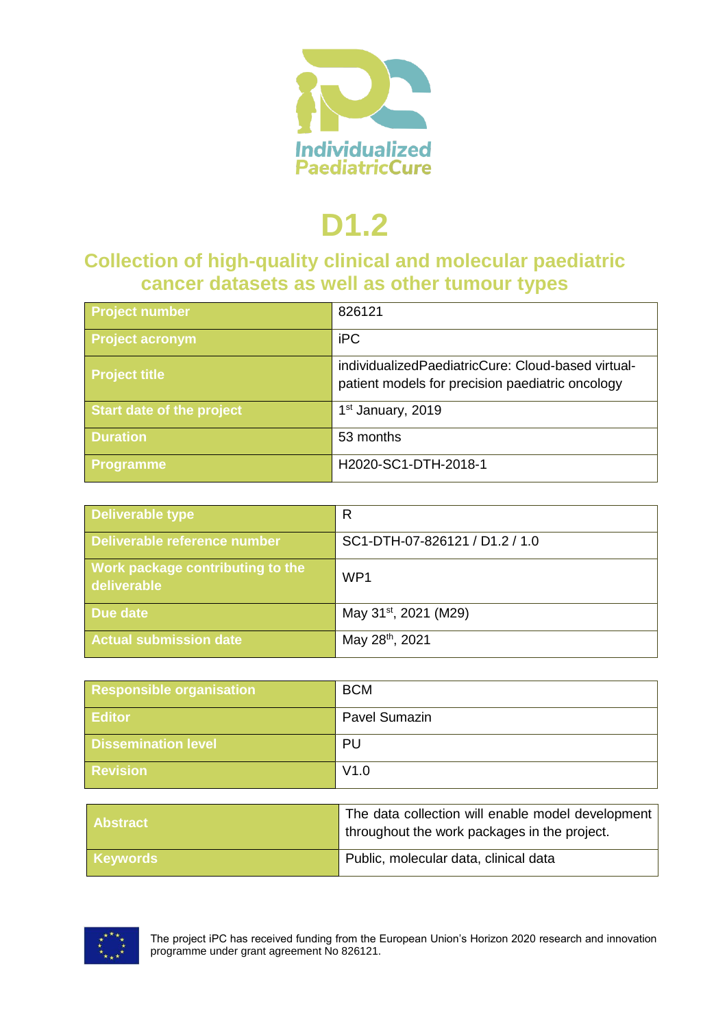Individualized PaediatricCure

# D1.2

## Collection of high-quality clinical and molecular paediatric cancer datasets as well as other tumour types

| **Project number** | 826121 |
|---|---|
| **Project acronym** | iPC |
| **Project title** | individualizedPaediatricCure: Cloud-based virtual-patient models for precision paediatric oncology |
| **Start date of the project** | 1st January, 2019 |
| **Duration** | 53 months |
| **Programme** | H2020-SC1-DTH-2018-1 |

| **Deliverable type** | R |
|---|---|
| **Deliverable reference number** | SC1-DTH-07-826121 / D1.2 / 1.0 |
| **Work package contributing to the deliverable** | WP1 |
| **Due date** | May 31st, 2021 (M29) |
| **Actual submission date** | May 28th, 2021 |

| **Responsible organisation** | BCM |
|---|---|
| **Editor** | Pavel Sumazin |
| **Dissemination level** | PU |
| **Revision** | V1.0 |

| **Abstract** | The data collection will enable model development throughout the work packages in the project. |
|---|---|
| **Keywords** | Public, molecular data, clinical data |

The project iPC has received funding from the European Union's Horizon 2020 research and innovation programme under grant agreement No 826121.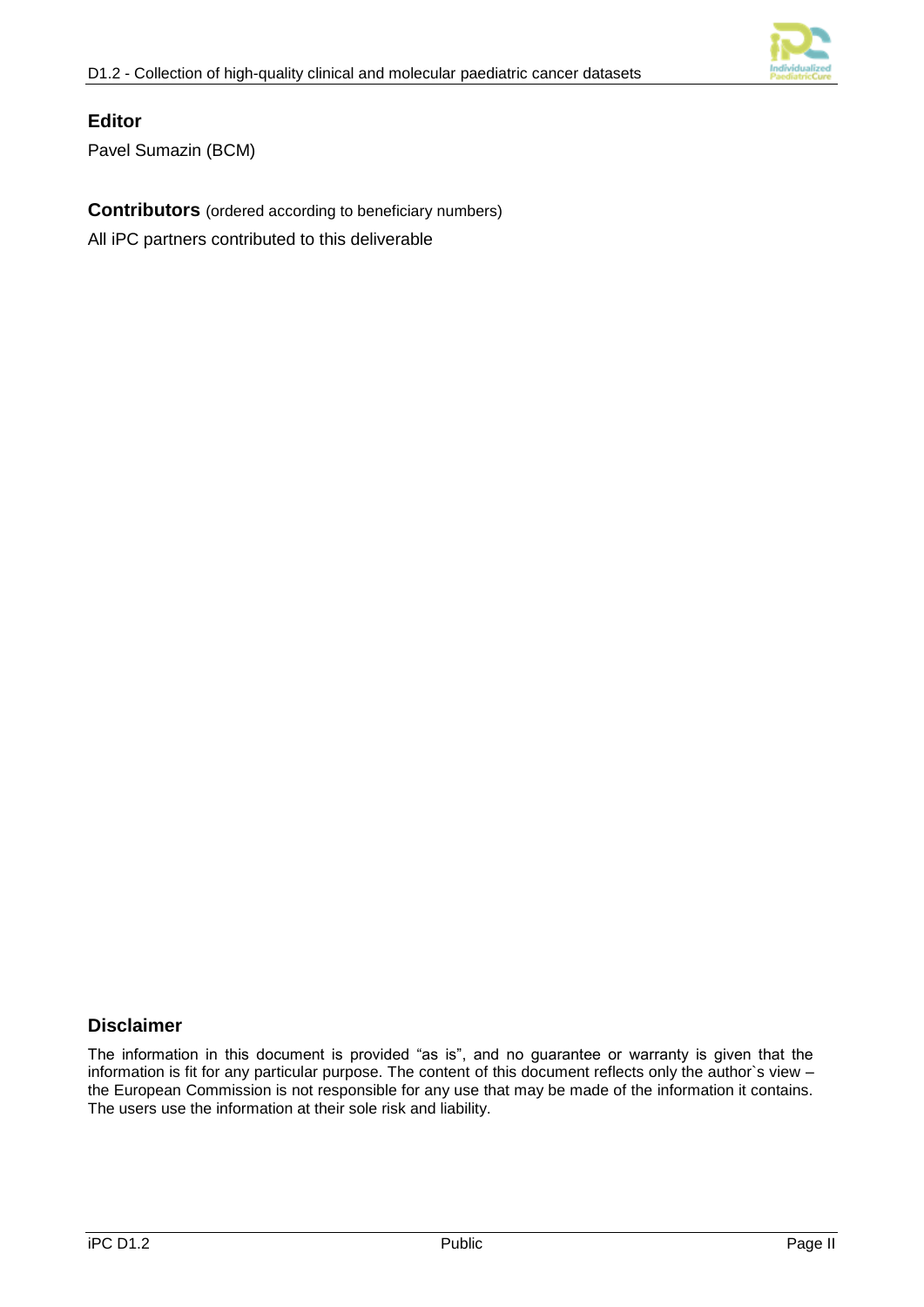## Editor

Pavel Sumazin (BCM)

## Contributors (ordered according to beneficiary numbers)

All iPC partners contributed to this deliverable

## Disclaimer

The information in this document is provided “as is”, and no guarantee or warranty is given that the information is fit for any particular purpose. The content of this document reflects only the author`s view – the European Commission is not responsible for any use that may be made of the information it contains. The users use the information at their sole risk and liability.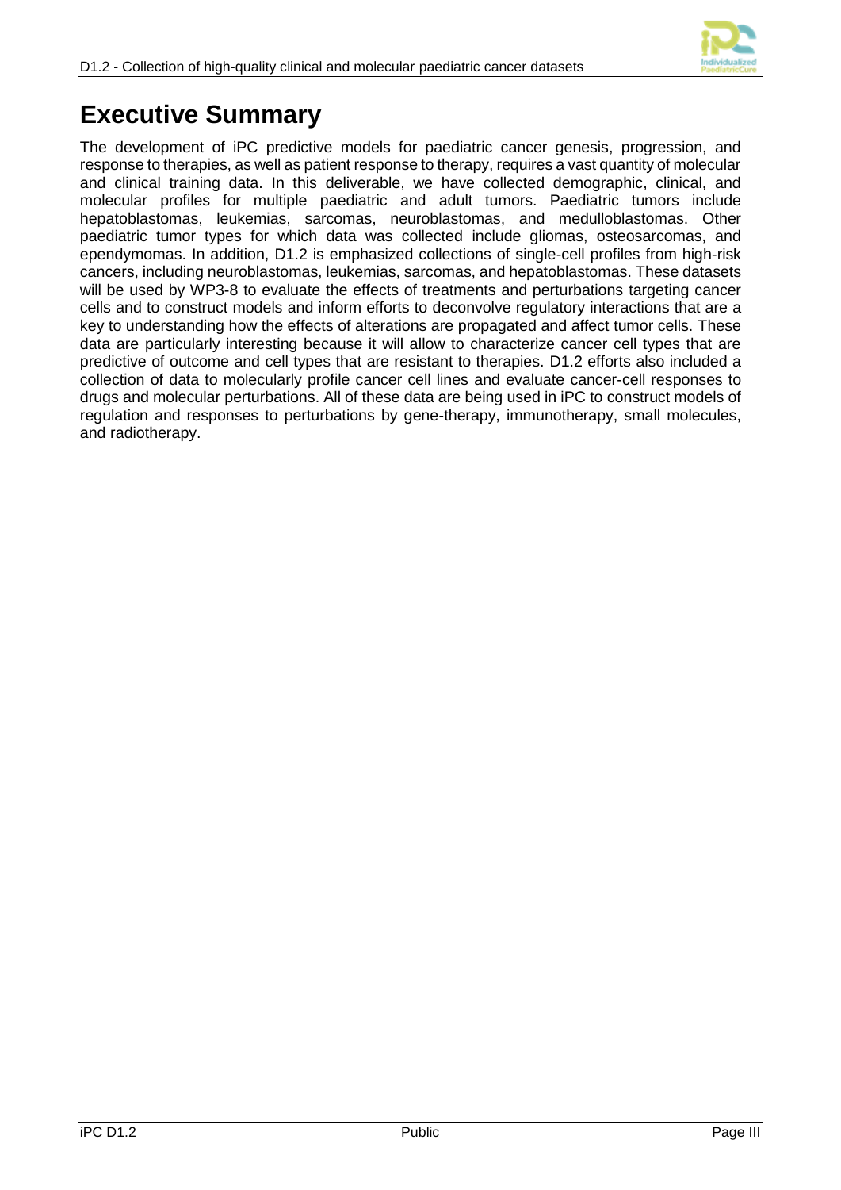# Executive Summary

The development of iPC predictive models for paediatric cancer genesis, progression, and response to therapies, as well as patient response to therapy, requires a vast quantity of molecular and clinical training data. In this deliverable, we have collected demographic, clinical, and molecular profiles for multiple paediatric and adult tumors. Paediatric tumors include hepatoblastomas, leukemias, sarcomas, neuroblastomas, and medulloblastomas. Other paediatric tumor types for which data was collected include gliomas, osteosarcomas, and ependymomas. In addition, D1.2 is emphasized collections of single-cell profiles from high-risk cancers, including neuroblastomas, leukemias, sarcomas, and hepatoblastomas. These datasets will be used by WP3-8 to evaluate the effects of treatments and perturbations targeting cancer cells and to construct models and inform efforts to deconvolve regulatory interactions that are a key to understanding how the effects of alterations are propagated and affect tumor cells. These data are particularly interesting because it will allow to characterize cancer cell types that are predictive of outcome and cell types that are resistant to therapies. D1.2 efforts also included a collection of data to molecularly profile cancer cell lines and evaluate cancer-cell responses to drugs and molecular perturbations. All of these data are being used in iPC to construct models of regulation and responses to perturbations by gene-therapy, immunotherapy, small molecules, and radiotherapy.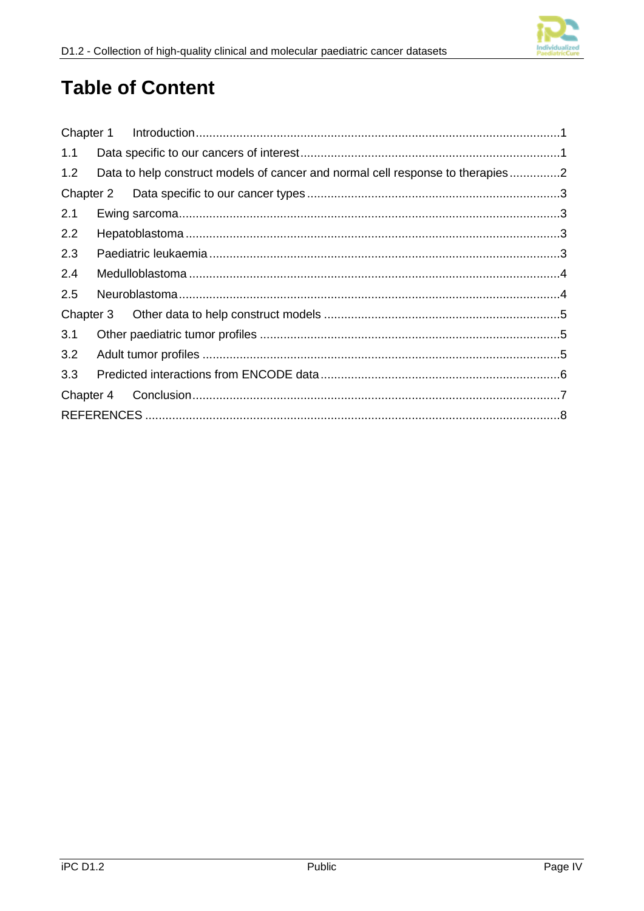# Table of Content

Chapter 1 Introduction ........................................................................................................1

1.1 Data specific to our cancers of interest ........................................................................1

1.2 Data to help construct models of cancer and normal cell response to therapies ...............2

Chapter 2 Data specific to our cancer types ........................................................................3

2.1 Ewing sarcoma ..............................................................................................................3

2.2 Hepatoblastoma ............................................................................................................3

2.3 Paediatric leukaemia .....................................................................................................3

2.4 Medulloblastoma ...........................................................................................................4

2.5 Neuroblastoma ..............................................................................................................4

Chapter 3 Other data to help construct models ....................................................................5

3.1 Other paediatric tumor profiles .......................................................................................5

3.2 Adult tumor profiles ........................................................................................................5

3.3 Predicted interactions from ENCODE data .....................................................................6

Chapter 4 Conclusion ..........................................................................................................7

REFERENCES .......................................................................................................................8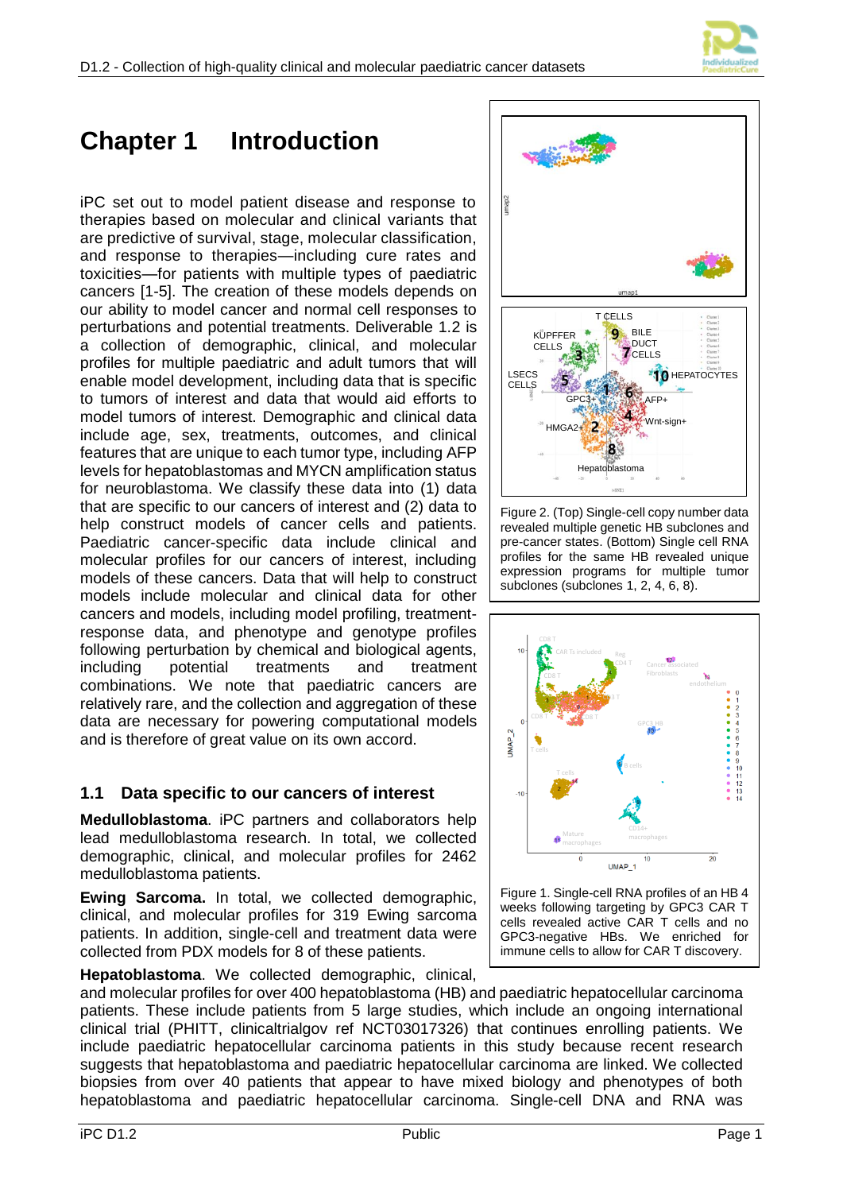# Chapter 1 Introduction

iPC set out to model patient disease and response to therapies based on molecular and clinical variants that are predictive of survival, stage, molecular classification, and response to therapies—including cure rates and toxicities—for patients with multiple types of paediatric cancers [1-5]. The creation of these models depends on our ability to model cancer and normal cell responses to perturbations and potential treatments. Deliverable 1.2 is a collection of demographic, clinical, and molecular profiles for multiple paediatric and adult tumors that will enable model development, including data that is specific to tumors of interest and data that would aid efforts to model tumors of interest. Demographic and clinical data include age, sex, treatments, outcomes, and clinical features that are unique to each tumor type, including AFP levels for hepatoblastomas and MYCN amplification status for neuroblastoma. We classify these data into (1) data that are specific to our cancers of interest and (2) data to help construct models of cancer cells and patients. Paediatric cancer-specific data include clinical and molecular profiles for our cancers of interest, including models of these cancers. Data that will help to construct models include molecular and clinical data for other cancers and models, including model profiling, treatment-response data, and phenotype and genotype profiles following perturbation by chemical and biological agents, including potential treatments and treatment combinations. We note that paediatric cancers are relatively rare, and the collection and aggregation of these data are necessary for powering computational models and is therefore of great value on its own accord.

Figure 2. (Top) Single-cell copy number data revealed multiple genetic HB subclones and pre-cancer states. (Bottom) Single cell RNA profiles for the same HB revealed unique expression programs for multiple tumor subclones (subclones 1, 2, 4, 6, 8).

Figure 1. Single-cell RNA profiles of an HB 4 weeks following targeting by GPC3 CAR T cells revealed active CAR T cells and no GPC3-negative HBs. We enriched for immune cells to allow for CAR T discovery.

## 1.1 Data specific to our cancers of interest

**Medulloblastoma**. iPC partners and collaborators help lead medulloblastoma research. In total, we collected demographic, clinical, and molecular profiles for 2462 medulloblastoma patients.

**Ewing Sarcoma.** In total, we collected demographic, clinical, and molecular profiles for 319 Ewing sarcoma patients. In addition, single-cell and treatment data were collected from PDX models for 8 of these patients.

**Hepatoblastoma**. We collected demographic, clinical, and molecular profiles for over 400 hepatoblastoma (HB) and paediatric hepatocellular carcinoma patients. These include patients from 5 large studies, which include an ongoing international clinical trial (PHITT, clinicaltrialgov ref NCT03017326) that continues enrolling patients. We include paediatric hepatocellular carcinoma patients in this study because recent research suggests that hepatoblastoma and paediatric hepatocellular carcinoma are linked. We collected biopsies from over 40 patients that appear to have mixed biology and phenotypes of both hepatoblastoma and paediatric hepatocellular carcinoma. Single-cell DNA and RNA was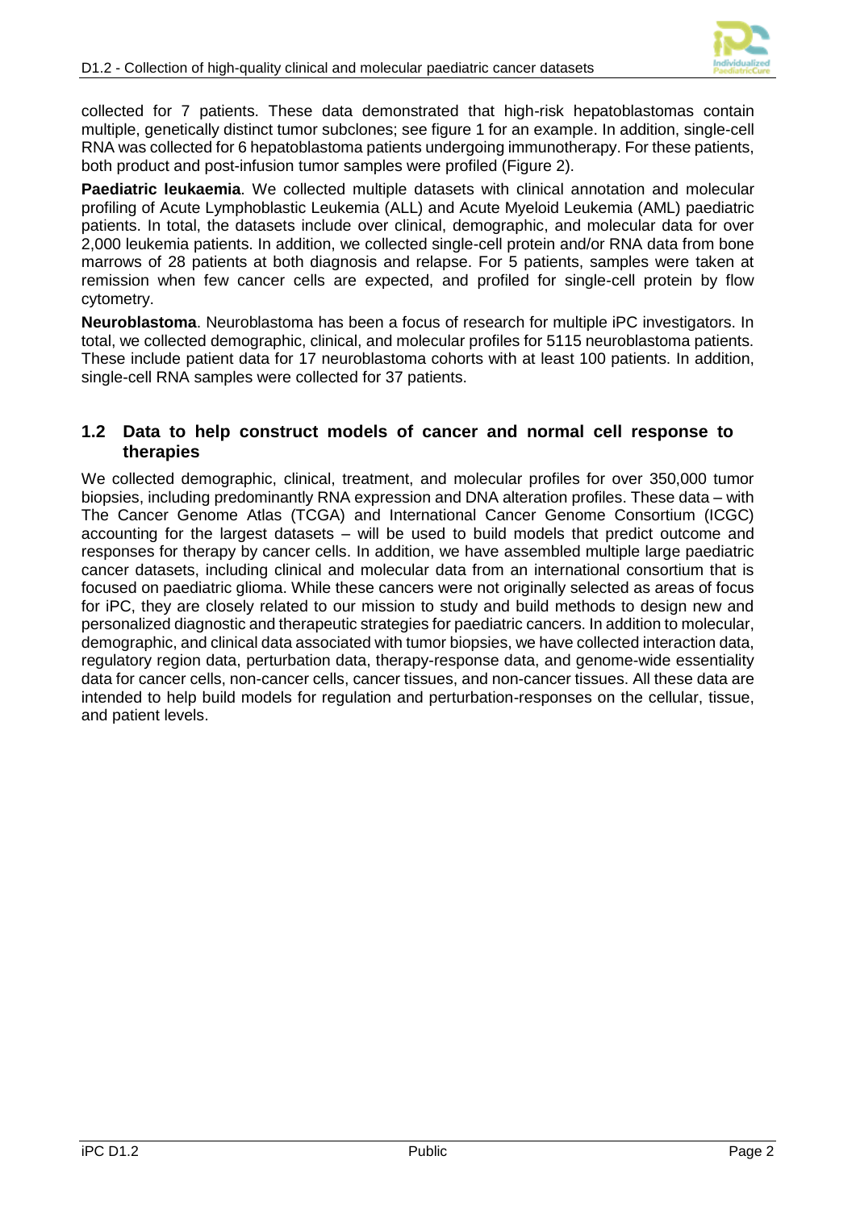collected for 7 patients. These data demonstrated that high-risk hepatoblastomas contain multiple, genetically distinct tumor subclones; see figure 1 for an example. In addition, single-cell RNA was collected for 6 hepatoblastoma patients undergoing immunotherapy. For these patients, both product and post-infusion tumor samples were profiled (Figure 2).

**Paediatric leukaemia**. We collected multiple datasets with clinical annotation and molecular profiling of Acute Lymphoblastic Leukemia (ALL) and Acute Myeloid Leukemia (AML) paediatric patients. In total, the datasets include over clinical, demographic, and molecular data for over 2,000 leukemia patients. In addition, we collected single-cell protein and/or RNA data from bone marrows of 28 patients at both diagnosis and relapse. For 5 patients, samples were taken at remission when few cancer cells are expected, and profiled for single-cell protein by flow cytometry.

**Neuroblastoma**. Neuroblastoma has been a focus of research for multiple iPC investigators. In total, we collected demographic, clinical, and molecular profiles for 5115 neuroblastoma patients. These include patient data for 17 neuroblastoma cohorts with at least 100 patients. In addition, single-cell RNA samples were collected for 37 patients.

## 1.2 Data to help construct models of cancer and normal cell response to therapies

We collected demographic, clinical, treatment, and molecular profiles for over 350,000 tumor biopsies, including predominantly RNA expression and DNA alteration profiles. These data – with The Cancer Genome Atlas (TCGA) and International Cancer Genome Consortium (ICGC) accounting for the largest datasets – will be used to build models that predict outcome and responses for therapy by cancer cells. In addition, we have assembled multiple large paediatric cancer datasets, including clinical and molecular data from an international consortium that is focused on paediatric glioma. While these cancers were not originally selected as areas of focus for iPC, they are closely related to our mission to study and build methods to design new and personalized diagnostic and therapeutic strategies for paediatric cancers. In addition to molecular, demographic, and clinical data associated with tumor biopsies, we have collected interaction data, regulatory region data, perturbation data, therapy-response data, and genome-wide essentiality data for cancer cells, non-cancer cells, cancer tissues, and non-cancer tissues. All these data are intended to help build models for regulation and perturbation-responses on the cellular, tissue, and patient levels.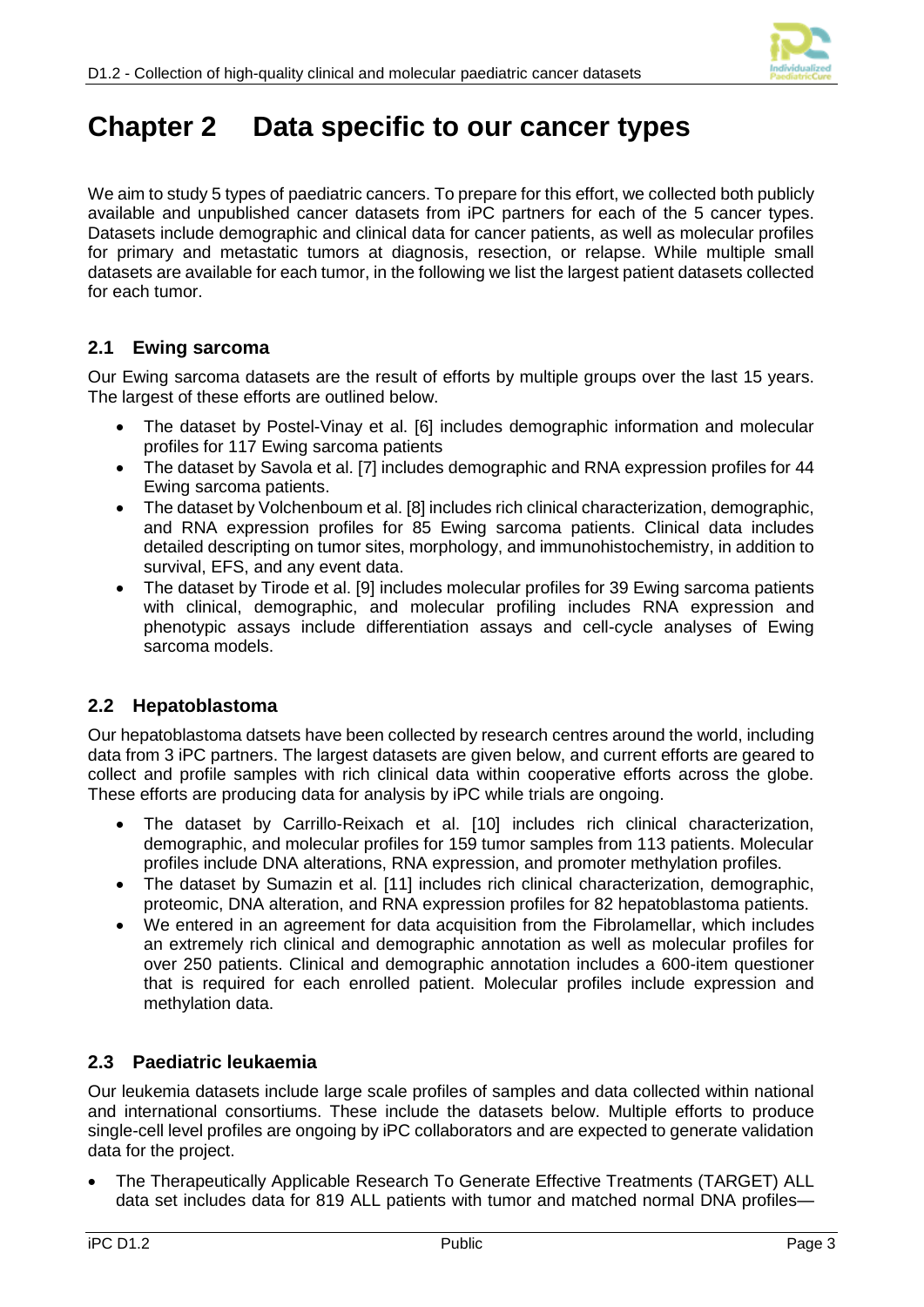# Chapter 2 Data specific to our cancer types

We aim to study 5 types of paediatric cancers. To prepare for this effort, we collected both publicly available and unpublished cancer datasets from iPC partners for each of the 5 cancer types. Datasets include demographic and clinical data for cancer patients, as well as molecular profiles for primary and metastatic tumors at diagnosis, resection, or relapse. While multiple small datasets are available for each tumor, in the following we list the largest patient datasets collected for each tumor.

## 2.1 Ewing sarcoma

Our Ewing sarcoma datasets are the result of efforts by multiple groups over the last 15 years. The largest of these efforts are outlined below.

- The dataset by Postel-Vinay et al. [6] includes demographic information and molecular profiles for 117 Ewing sarcoma patients
- The dataset by Savola et al. [7] includes demographic and RNA expression profiles for 44 Ewing sarcoma patients.
- The dataset by Volchenboum et al. [8] includes rich clinical characterization, demographic, and RNA expression profiles for 85 Ewing sarcoma patients. Clinical data includes detailed descripting on tumor sites, morphology, and immunohistochemistry, in addition to survival, EFS, and any event data.
- The dataset by Tirode et al. [9] includes molecular profiles for 39 Ewing sarcoma patients with clinical, demographic, and molecular profiling includes RNA expression and phenotypic assays include differentiation assays and cell-cycle analyses of Ewing sarcoma models.

## 2.2 Hepatoblastoma

Our hepatoblastoma datsets have been collected by research centres around the world, including data from 3 iPC partners. The largest datasets are given below, and current efforts are geared to collect and profile samples with rich clinical data within cooperative efforts across the globe. These efforts are producing data for analysis by iPC while trials are ongoing.

- The dataset by Carrillo-Reixach et al. [10] includes rich clinical characterization, demographic, and molecular profiles for 159 tumor samples from 113 patients. Molecular profiles include DNA alterations, RNA expression, and promoter methylation profiles.
- The dataset by Sumazin et al. [11] includes rich clinical characterization, demographic, proteomic, DNA alteration, and RNA expression profiles for 82 hepatoblastoma patients.
- We entered in an agreement for data acquisition from the Fibrolamellar, which includes an extremely rich clinical and demographic annotation as well as molecular profiles for over 250 patients. Clinical and demographic annotation includes a 600-item questioner that is required for each enrolled patient. Molecular profiles include expression and methylation data.

## 2.3 Paediatric leukaemia

Our leukemia datasets include large scale profiles of samples and data collected within national and international consortiums. These include the datasets below. Multiple efforts to produce single-cell level profiles are ongoing by iPC collaborators and are expected to generate validation data for the project.

- The Therapeutically Applicable Research To Generate Effective Treatments (TARGET) ALL data set includes data for 819 ALL patients with tumor and matched normal DNA profiles—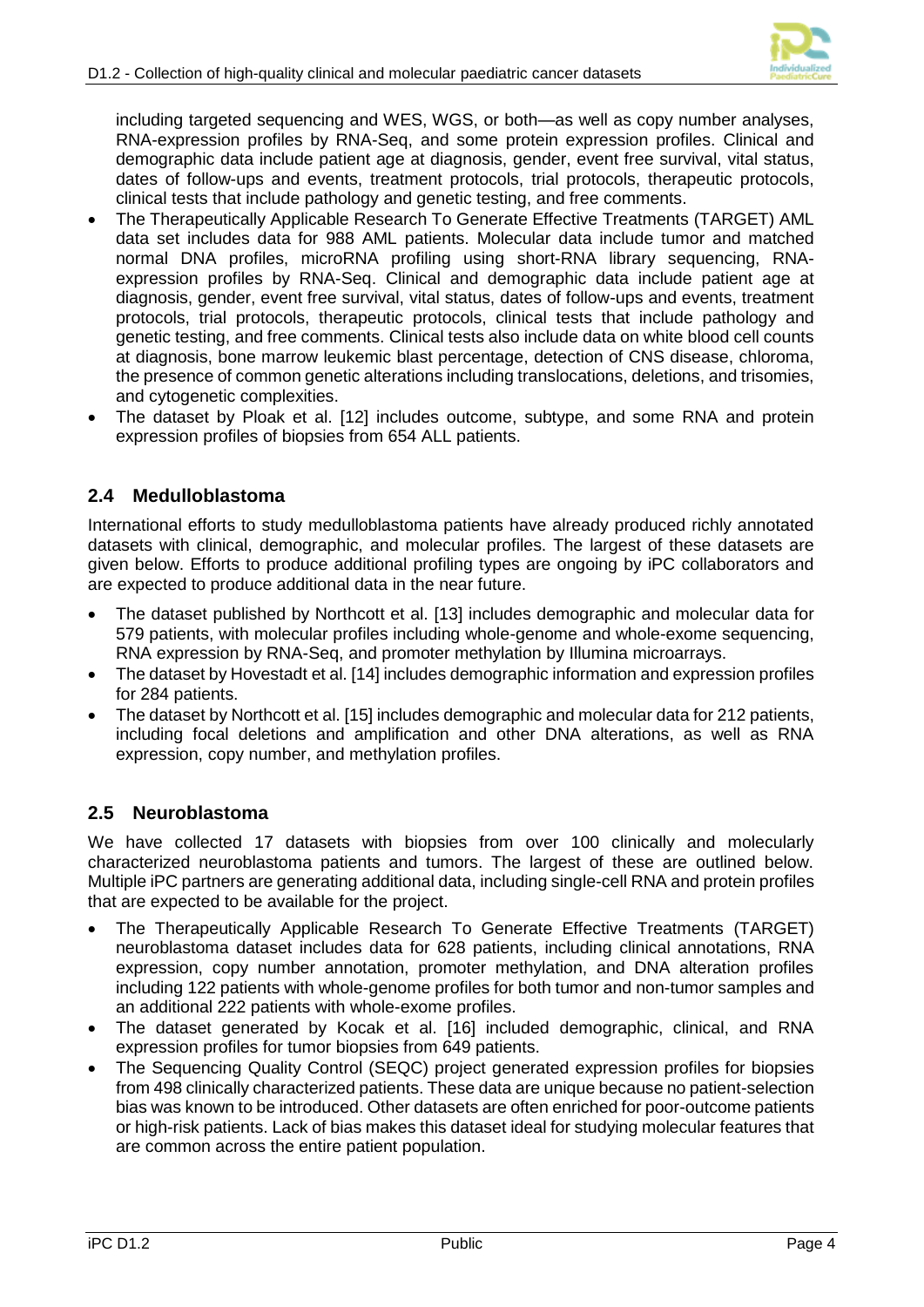including targeted sequencing and WES, WGS, or both—as well as copy number analyses, RNA-expression profiles by RNA-Seq, and some protein expression profiles. Clinical and demographic data include patient age at diagnosis, gender, event free survival, vital status, dates of follow-ups and events, treatment protocols, trial protocols, therapeutic protocols, clinical tests that include pathology and genetic testing, and free comments.

- The Therapeutically Applicable Research To Generate Effective Treatments (TARGET) AML data set includes data for 988 AML patients. Molecular data include tumor and matched normal DNA profiles, microRNA profiling using short-RNA library sequencing, RNA-expression profiles by RNA-Seq. Clinical and demographic data include patient age at diagnosis, gender, event free survival, vital status, dates of follow-ups and events, treatment protocols, trial protocols, therapeutic protocols, clinical tests that include pathology and genetic testing, and free comments. Clinical tests also include data on white blood cell counts at diagnosis, bone marrow leukemic blast percentage, detection of CNS disease, chloroma, the presence of common genetic alterations including translocations, deletions, and trisomies, and cytogenetic complexities.
- The dataset by Ploak et al. [12] includes outcome, subtype, and some RNA and protein expression profiles of biopsies from 654 ALL patients.

## 2.4 Medulloblastoma

International efforts to study medulloblastoma patients have already produced richly annotated datasets with clinical, demographic, and molecular profiles. The largest of these datasets are given below. Efforts to produce additional profiling types are ongoing by iPC collaborators and are expected to produce additional data in the near future.

- The dataset published by Northcott et al. [13] includes demographic and molecular data for 579 patients, with molecular profiles including whole-genome and whole-exome sequencing, RNA expression by RNA-Seq, and promoter methylation by Illumina microarrays.
- The dataset by Hovestadt et al. [14] includes demographic information and expression profiles for 284 patients.
- The dataset by Northcott et al. [15] includes demographic and molecular data for 212 patients, including focal deletions and amplification and other DNA alterations, as well as RNA expression, copy number, and methylation profiles.

## 2.5 Neuroblastoma

We have collected 17 datasets with biopsies from over 100 clinically and molecularly characterized neuroblastoma patients and tumors. The largest of these are outlined below. Multiple iPC partners are generating additional data, including single-cell RNA and protein profiles that are expected to be available for the project.

- The Therapeutically Applicable Research To Generate Effective Treatments (TARGET) neuroblastoma dataset includes data for 628 patients, including clinical annotations, RNA expression, copy number annotation, promoter methylation, and DNA alteration profiles including 122 patients with whole-genome profiles for both tumor and non-tumor samples and an additional 222 patients with whole-exome profiles.
- The dataset generated by Kocak et al. [16] included demographic, clinical, and RNA expression profiles for tumor biopsies from 649 patients.
- The Sequencing Quality Control (SEQC) project generated expression profiles for biopsies from 498 clinically characterized patients. These data are unique because no patient-selection bias was known to be introduced. Other datasets are often enriched for poor-outcome patients or high-risk patients. Lack of bias makes this dataset ideal for studying molecular features that are common across the entire patient population.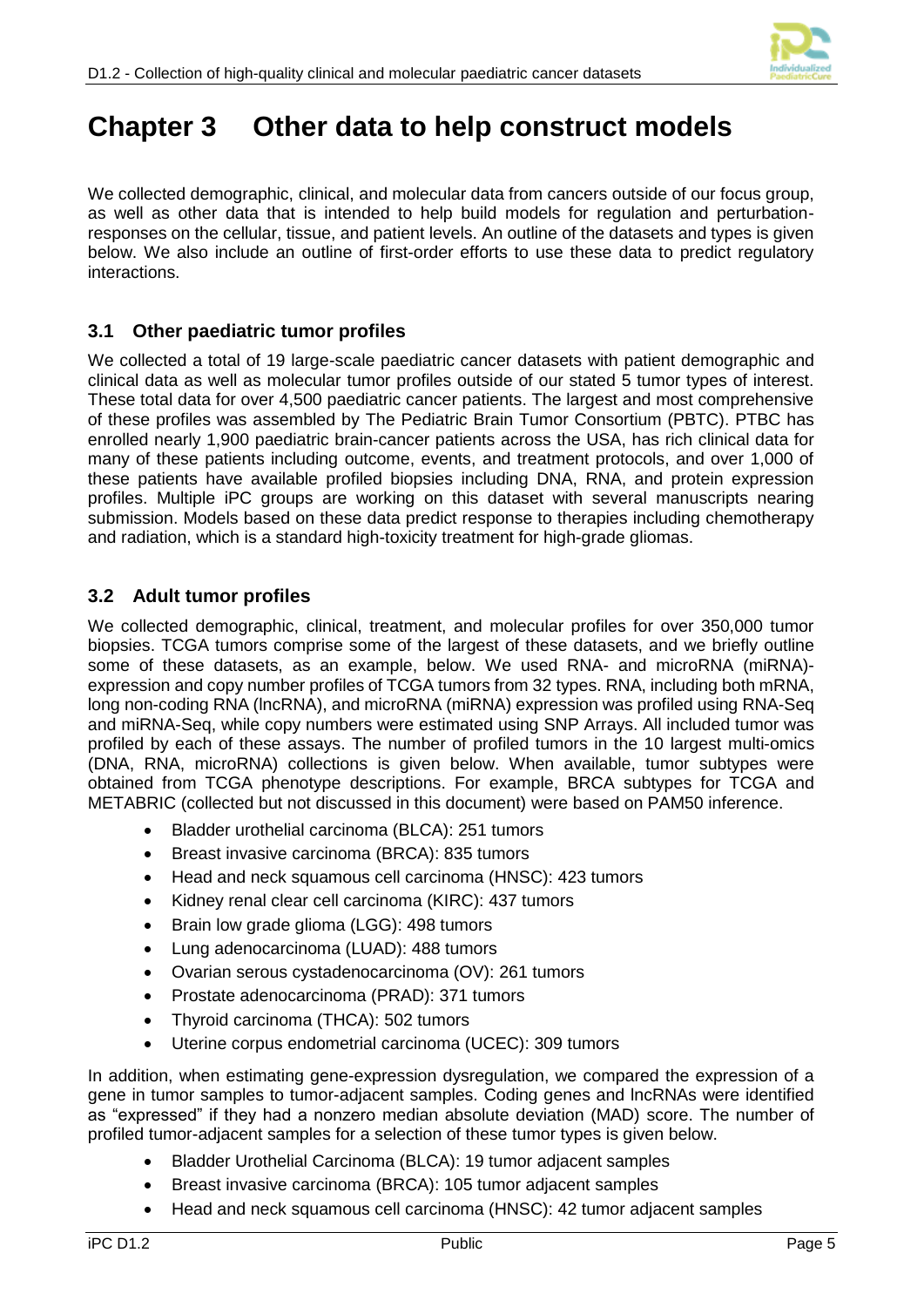# Chapter 3 Other data to help construct models

We collected demographic, clinical, and molecular data from cancers outside of our focus group, as well as other data that is intended to help build models for regulation and perturbation-responses on the cellular, tissue, and patient levels. An outline of the datasets and types is given below. We also include an outline of first-order efforts to use these data to predict regulatory interactions.

## 3.1 Other paediatric tumor profiles

We collected a total of 19 large-scale paediatric cancer datasets with patient demographic and clinical data as well as molecular tumor profiles outside of our stated 5 tumor types of interest. These total data for over 4,500 paediatric cancer patients. The largest and most comprehensive of these profiles was assembled by The Pediatric Brain Tumor Consortium (PBTC). PTBC has enrolled nearly 1,900 paediatric brain-cancer patients across the USA, has rich clinical data for many of these patients including outcome, events, and treatment protocols, and over 1,000 of these patients have available profiled biopsies including DNA, RNA, and protein expression profiles. Multiple iPC groups are working on this dataset with several manuscripts nearing submission. Models based on these data predict response to therapies including chemotherapy and radiation, which is a standard high-toxicity treatment for high-grade gliomas.

## 3.2 Adult tumor profiles

We collected demographic, clinical, treatment, and molecular profiles for over 350,000 tumor biopsies. TCGA tumors comprise some of the largest of these datasets, and we briefly outline some of these datasets, as an example, below. We used RNA- and microRNA (miRNA)-expression and copy number profiles of TCGA tumors from 32 types. RNA, including both mRNA, long non-coding RNA (lncRNA), and microRNA (miRNA) expression was profiled using RNA-Seq and miRNA-Seq, while copy numbers were estimated using SNP Arrays. All included tumor was profiled by each of these assays. The number of profiled tumors in the 10 largest multi-omics (DNA, RNA, microRNA) collections is given below. When available, tumor subtypes were obtained from TCGA phenotype descriptions. For example, BRCA subtypes for TCGA and METABRIC (collected but not discussed in this document) were based on PAM50 inference.

- Bladder urothelial carcinoma (BLCA): 251 tumors
- Breast invasive carcinoma (BRCA): 835 tumors
- Head and neck squamous cell carcinoma (HNSC): 423 tumors
- Kidney renal clear cell carcinoma (KIRC): 437 tumors
- Brain low grade glioma (LGG): 498 tumors
- Lung adenocarcinoma (LUAD): 488 tumors
- Ovarian serous cystadenocarcinoma (OV): 261 tumors
- Prostate adenocarcinoma (PRAD): 371 tumors
- Thyroid carcinoma (THCA): 502 tumors
- Uterine corpus endometrial carcinoma (UCEC): 309 tumors

In addition, when estimating gene-expression dysregulation, we compared the expression of a gene in tumor samples to tumor-adjacent samples. Coding genes and lncRNAs were identified as "expressed" if they had a nonzero median absolute deviation (MAD) score. The number of profiled tumor-adjacent samples for a selection of these tumor types is given below.

- Bladder Urothelial Carcinoma (BLCA): 19 tumor adjacent samples
- Breast invasive carcinoma (BRCA): 105 tumor adjacent samples
- Head and neck squamous cell carcinoma (HNSC): 42 tumor adjacent samples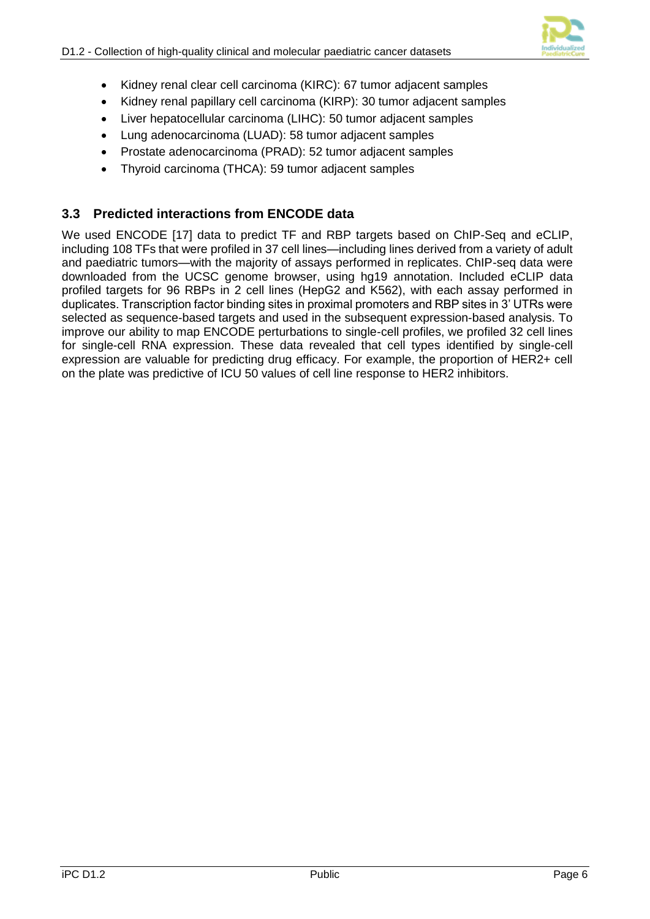- Kidney renal clear cell carcinoma (KIRC): 67 tumor adjacent samples
- Kidney renal papillary cell carcinoma (KIRP): 30 tumor adjacent samples
- Liver hepatocellular carcinoma (LIHC): 50 tumor adjacent samples
- Lung adenocarcinoma (LUAD): 58 tumor adjacent samples
- Prostate adenocarcinoma (PRAD): 52 tumor adjacent samples
- Thyroid carcinoma (THCA): 59 tumor adjacent samples

## 3.3 Predicted interactions from ENCODE data

We used ENCODE [17] data to predict TF and RBP targets based on ChIP-Seq and eCLIP, including 108 TFs that were profiled in 37 cell lines—including lines derived from a variety of adult and paediatric tumors—with the majority of assays performed in replicates. ChIP-seq data were downloaded from the UCSC genome browser, using hg19 annotation. Included eCLIP data profiled targets for 96 RBPs in 2 cell lines (HepG2 and K562), with each assay performed in duplicates. Transcription factor binding sites in proximal promoters and RBP sites in 3' UTRs were selected as sequence-based targets and used in the subsequent expression-based analysis. To improve our ability to map ENCODE perturbations to single-cell profiles, we profiled 32 cell lines for single-cell RNA expression. These data revealed that cell types identified by single-cell expression are valuable for predicting drug efficacy. For example, the proportion of HER2+ cell on the plate was predictive of ICU 50 values of cell line response to HER2 inhibitors.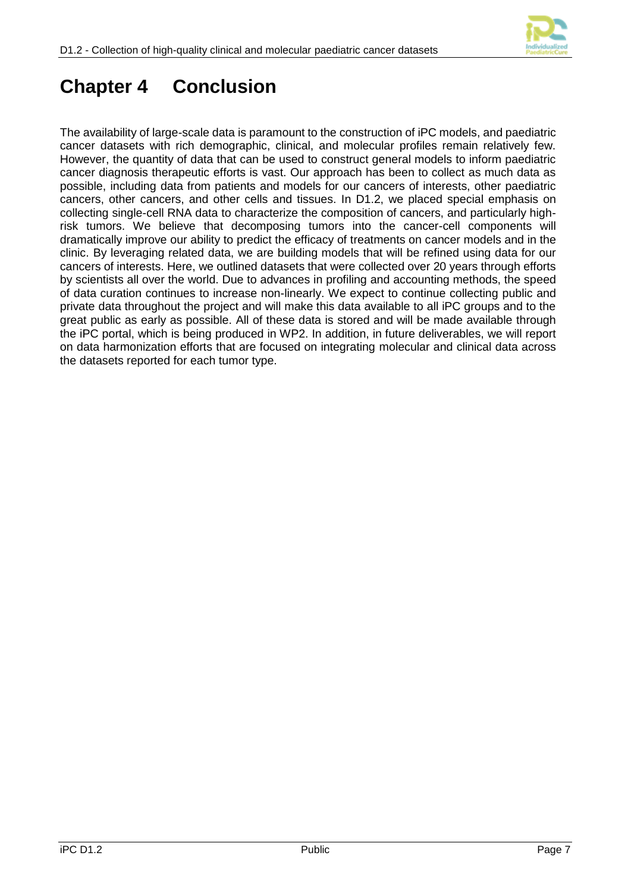# Chapter 4 Conclusion

The availability of large-scale data is paramount to the construction of iPC models, and paediatric cancer datasets with rich demographic, clinical, and molecular profiles remain relatively few. However, the quantity of data that can be used to construct general models to inform paediatric cancer diagnosis therapeutic efforts is vast. Our approach has been to collect as much data as possible, including data from patients and models for our cancers of interests, other paediatric cancers, other cancers, and other cells and tissues. In D1.2, we placed special emphasis on collecting single-cell RNA data to characterize the composition of cancers, and particularly high-risk tumors. We believe that decomposing tumors into the cancer-cell components will dramatically improve our ability to predict the efficacy of treatments on cancer models and in the clinic. By leveraging related data, we are building models that will be refined using data for our cancers of interests. Here, we outlined datasets that were collected over 20 years through efforts by scientists all over the world. Due to advances in profiling and accounting methods, the speed of data curation continues to increase non-linearly. We expect to continue collecting public and private data throughout the project and will make this data available to all iPC groups and to the great public as early as possible. All of these data is stored and will be made available through the iPC portal, which is being produced in WP2. In addition, in future deliverables, we will report on data harmonization efforts that are focused on integrating molecular and clinical data across the datasets reported for each tumor type.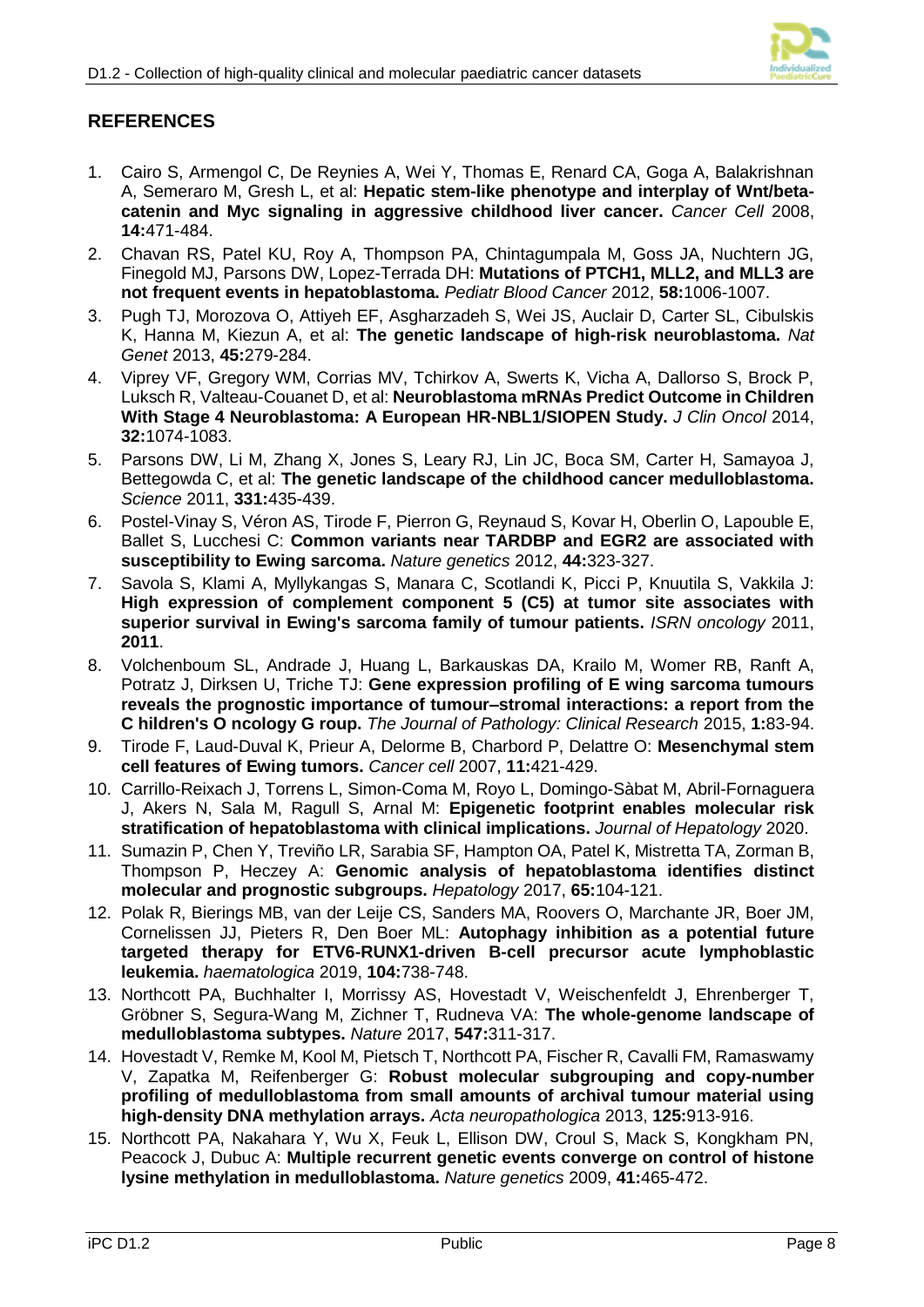## REFERENCES

1. Cairo S, Armengol C, De Reynies A, Wei Y, Thomas E, Renard CA, Goga A, Balakrishnan A, Semeraro M, Gresh L, et al: **Hepatic stem-like phenotype and interplay of Wnt/beta-catenin and Myc signaling in aggressive childhood liver cancer.** *Cancer Cell* 2008, **14:**471-484.
2. Chavan RS, Patel KU, Roy A, Thompson PA, Chintagumpala M, Goss JA, Nuchtern JG, Finegold MJ, Parsons DW, Lopez-Terrada DH: **Mutations of PTCH1, MLL2, and MLL3 are not frequent events in hepatoblastoma.** *Pediatr Blood Cancer* 2012, **58:**1006-1007.
3. Pugh TJ, Morozova O, Attiyeh EF, Asgharzadeh S, Wei JS, Auclair D, Carter SL, Cibulskis K, Hanna M, Kiezun A, et al: **The genetic landscape of high-risk neuroblastoma.** *Nat Genet* 2013, **45:**279-284.
4. Viprey VF, Gregory WM, Corrias MV, Tchirkov A, Swerts K, Vicha A, Dallorso S, Brock P, Luksch R, Valteau-Couanet D, et al: **Neuroblastoma mRNAs Predict Outcome in Children With Stage 4 Neuroblastoma: A European HR-NBL1/SIOPEN Study.** *J Clin Oncol* 2014, **32:**1074-1083.
5. Parsons DW, Li M, Zhang X, Jones S, Leary RJ, Lin JC, Boca SM, Carter H, Samayoa J, Bettegowda C, et al: **The genetic landscape of the childhood cancer medulloblastoma.** *Science* 2011, **331:**435-439.
6. Postel-Vinay S, Véron AS, Tirode F, Pierron G, Reynaud S, Kovar H, Oberlin O, Lapouble E, Ballet S, Lucchesi C: **Common variants near TARDBP and EGR2 are associated with susceptibility to Ewing sarcoma.** *Nature genetics* 2012, **44:**323-327.
7. Savola S, Klami A, Myllykangas S, Manara C, Scotlandi K, Picci P, Knuutila S, Vakkila J: **High expression of complement component 5 (C5) at tumor site associates with superior survival in Ewing's sarcoma family of tumour patients.** *ISRN oncology* 2011, **2011**.
8. Volchenboum SL, Andrade J, Huang L, Barkauskas DA, Krailo M, Womer RB, Ranft A, Potratz J, Dirksen U, Triche TJ: **Gene expression profiling of E wing sarcoma tumours reveals the prognostic importance of tumour–stromal interactions: a report from the C hildren's O ncology G roup.** *The Journal of Pathology: Clinical Research* 2015, **1:**83-94.
9. Tirode F, Laud-Duval K, Prieur A, Delorme B, Charbord P, Delattre O: **Mesenchymal stem cell features of Ewing tumors.** *Cancer cell* 2007, **11:**421-429.
10. Carrillo-Reixach J, Torrens L, Simon-Coma M, Royo L, Domingo-Sàbat M, Abril-Fornaguera J, Akers N, Sala M, Ragull S, Arnal M: **Epigenetic footprint enables molecular risk stratification of hepatoblastoma with clinical implications.** *Journal of Hepatology* 2020.
11. Sumazin P, Chen Y, Treviño LR, Sarabia SF, Hampton OA, Patel K, Mistretta TA, Zorman B, Thompson P, Heczey A: **Genomic analysis of hepatoblastoma identifies distinct molecular and prognostic subgroups.** *Hepatology* 2017, **65:**104-121.
12. Polak R, Bierings MB, van der Leije CS, Sanders MA, Roovers O, Marchante JR, Boer JM, Cornelissen JJ, Pieters R, Den Boer ML: **Autophagy inhibition as a potential future targeted therapy for ETV6-RUNX1-driven B-cell precursor acute lymphoblastic leukemia.** *haematologica* 2019, **104:**738-748.
13. Northcott PA, Buchhalter I, Morrissy AS, Hovestadt V, Weischenfeldt J, Ehrenberger T, Gröbner S, Segura-Wang M, Zichner T, Rudneva VA: **The whole-genome landscape of medulloblastoma subtypes.** *Nature* 2017, **547:**311-317.
14. Hovestadt V, Remke M, Kool M, Pietsch T, Northcott PA, Fischer R, Cavalli FM, Ramaswamy V, Zapatka M, Reifenberger G: **Robust molecular subgrouping and copy-number profiling of medulloblastoma from small amounts of archival tumour material using high-density DNA methylation arrays.** *Acta neuropathologica* 2013, **125:**913-916.
15. Northcott PA, Nakahara Y, Wu X, Feuk L, Ellison DW, Croul S, Mack S, Kongkham PN, Peacock J, Dubuc A: **Multiple recurrent genetic events converge on control of histone lysine methylation in medulloblastoma.** *Nature genetics* 2009, **41:**465-472.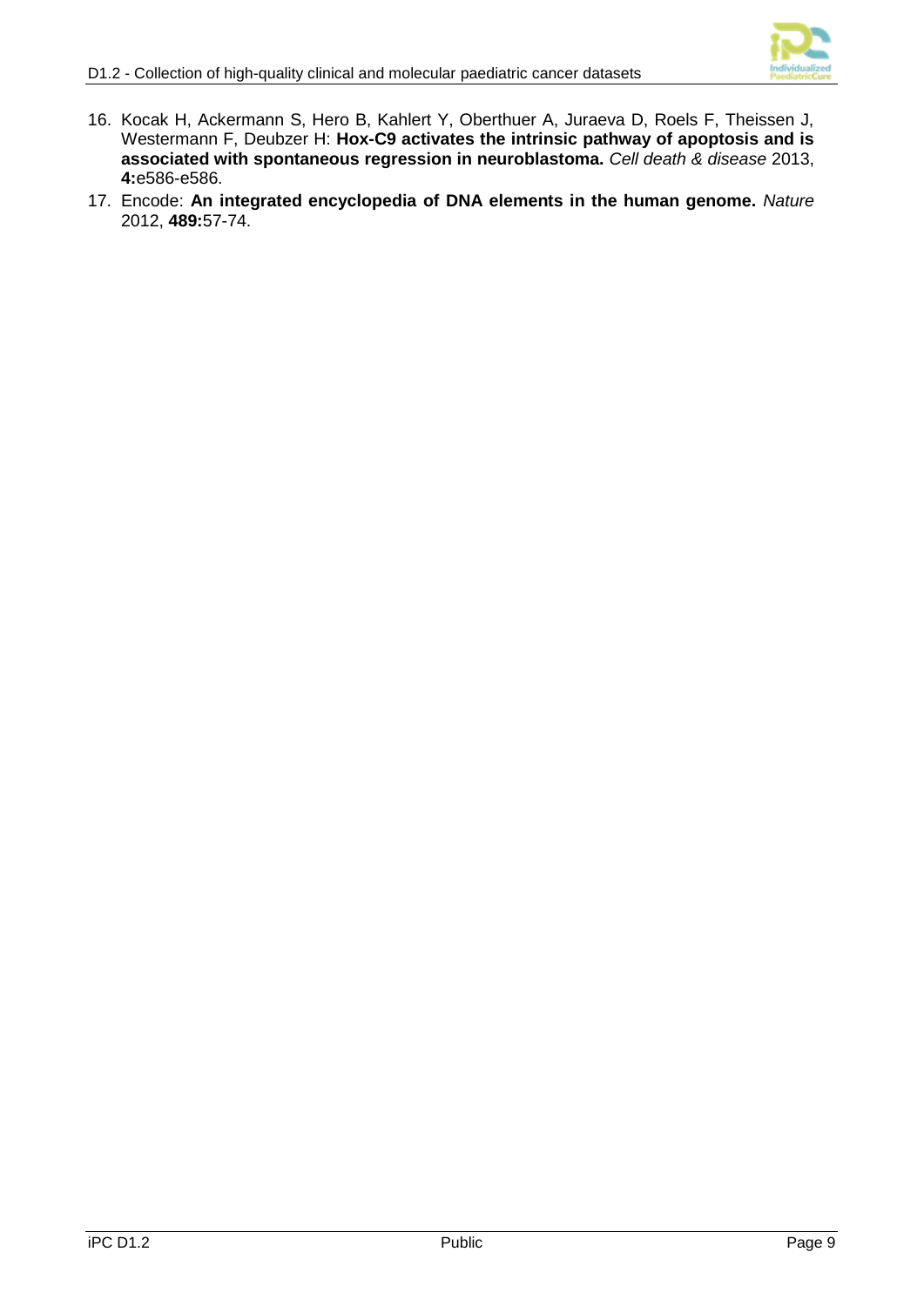16. Kocak H, Ackermann S, Hero B, Kahlert Y, Oberthuer A, Juraeva D, Roels F, Theissen J, Westermann F, Deubzer H: **Hox-C9 activates the intrinsic pathway of apoptosis and is associated with spontaneous regression in neuroblastoma.** *Cell death & disease* 2013, **4:**e586-e586.
17. Encode: **An integrated encyclopedia of DNA elements in the human genome.** *Nature* 2012, **489:**57-74.